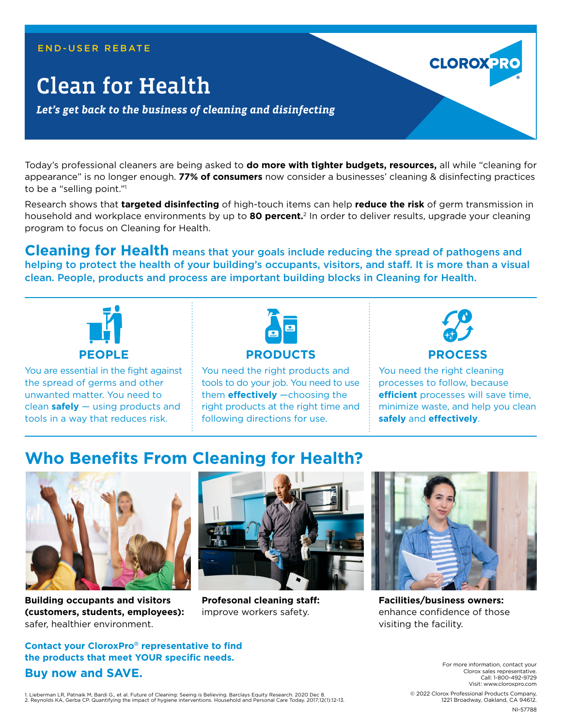END-USER REBATE

# Clean for Health

***Let's get back to the business of cleaning and disinfecting***

CLOROXPRO®

Today's professional cleaners are being asked to **do more with tighter budgets, resources,** all while "cleaning for appearance" is no longer enough. **77% of consumers** now consider a businesses' cleaning & disinfecting practices to be a "selling point."[1]

Research shows that **targeted disinfecting** of high-touch items can help **reduce the risk** of germ transmission in household and workplace environments by up to **80 percent.**[2] In order to deliver results, upgrade your cleaning program to focus on Cleaning for Health.

**Cleaning for Health** means that your goals include reducing the spread of pathogens and helping to protect the health of your building's occupants, visitors, and staff. It is more than a visual clean. People, products and process are important building blocks in Cleaning for Health.

### PEOPLE

You are essential in the fight against the spread of germs and other unwanted matter. You need to clean **safely** — using products and tools in a way that reduces risk.

### PRODUCTS

You need the right products and tools to do your job. You need to use them **effectively** —choosing the right products at the right time and following directions for use.

### PROCESS

You need the right cleaning processes to follow, because **efficient** processes will save time, minimize waste, and help you clean **safely** and **effectively**.

## Who Benefits From Cleaning for Health?

**Building occupants and visitors (customers, students, employees):** safer, healthier environment.

**Profesonal cleaning staff:** improve workers safety.

**Facilities/business owners:** enhance confidence of those visiting the facility.

**Contact your CloroxPro® representative to find the products that meet YOUR specific needs.**

**Buy now and SAVE.**

For more information, contact your Clorox sales representative.
Call: 1-800-492-9729
Visit: www.cloroxpro.com

1. Lieberman LR, Patnaik M, Bardi G., et al. Future of Cleaning: Seeing is Believing. Barclays Equity Research. 2020 Dec 8.
2. Reynolds KA, Gerba CP. Quantifying the impact of hygiene interventions. Household and Personal Care Today. 2017;12(1):12-13.

© 2022 Clorox Professional Products Company, 1221 Broadway, Oakland, CA 94612.

NI-57788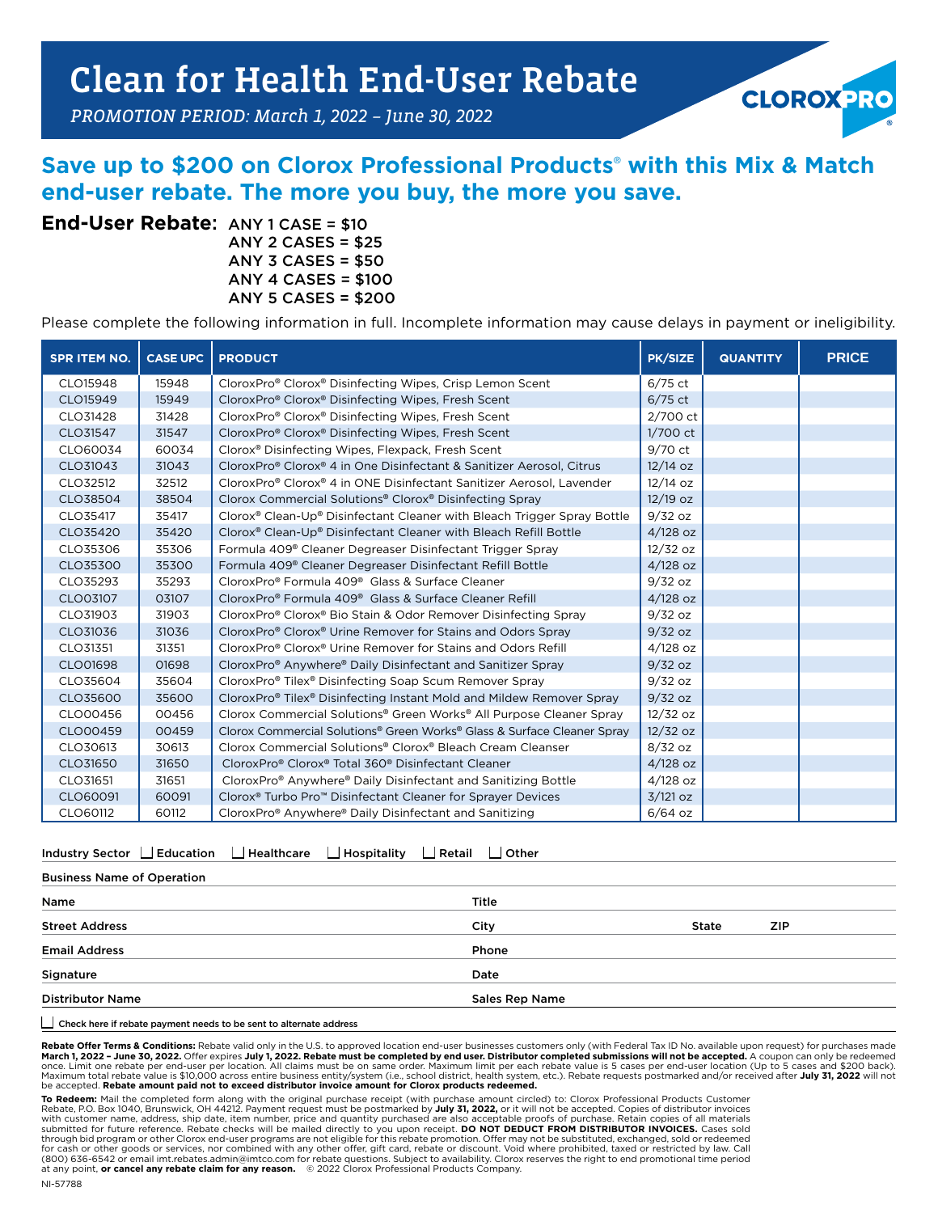# Clean for Health End-User Rebate

*PROMOTION PERIOD: March 1, 2022 – June 30, 2022*

CLOROXPRO®

## Save up to $200 on Clorox Professional Products® with this Mix & Match end-user rebate. The more you buy, the more you save.

**End-User Rebate:** ANY 1 CASE = $10
ANY 2 CASES = $25
ANY 3 CASES = $50
ANY 4 CASES = $100
ANY 5 CASES = $200

Please complete the following information in full. Incomplete information may cause delays in payment or ineligibility.

| SPR ITEM NO. | CASE UPC | PRODUCT | PK/SIZE | QUANTITY | PRICE |
|---|---|---|---|---|---|
| CLO15948 | 15948 | CloroxPro® Clorox® Disinfecting Wipes, Crisp Lemon Scent | 6/75 ct | | |
| CLO15949 | 15949 | CloroxPro® Clorox® Disinfecting Wipes, Fresh Scent | 6/75 ct | | |
| CLO31428 | 31428 | CloroxPro® Clorox® Disinfecting Wipes, Fresh Scent | 2/700 ct | | |
| CLO31547 | 31547 | CloroxPro® Clorox® Disinfecting Wipes, Fresh Scent | 1/700 ct | | |
| CLO60034 | 60034 | Clorox® Disinfecting Wipes, Flexpack, Fresh Scent | 9/70 ct | | |
| CLO31043 | 31043 | CloroxPro® Clorox® 4 in One Disinfectant & Sanitizer Aerosol, Citrus | 12/14 oz | | |
| CLO32512 | 32512 | CloroxPro® Clorox® 4 in ONE Disinfectant Sanitizer Aerosol, Lavender | 12/14 oz | | |
| CLO38504 | 38504 | Clorox Commercial Solutions® Clorox® Disinfecting Spray | 12/19 oz | | |
| CLO35417 | 35417 | Clorox® Clean-Up® Disinfectant Cleaner with Bleach Trigger Spray Bottle | 9/32 oz | | |
| CLO35420 | 35420 | Clorox® Clean-Up® Disinfectant Cleaner with Bleach Refill Bottle | 4/128 oz | | |
| CLO35306 | 35306 | Formula 409® Cleaner Degreaser Disinfectant Trigger Spray | 12/32 oz | | |
| CLO35300 | 35300 | Formula 409® Cleaner Degreaser Disinfectant Refill Bottle | 4/128 oz | | |
| CLO35293 | 35293 | CloroxPro® Formula 409® Glass & Surface Cleaner | 9/32 oz | | |
| CLO03107 | 03107 | CloroxPro® Formula 409® Glass & Surface Cleaner Refill | 4/128 oz | | |
| CLO31903 | 31903 | CloroxPro® Clorox® Bio Stain & Odor Remover Disinfecting Spray | 9/32 oz | | |
| CLO31036 | 31036 | CloroxPro® Clorox® Urine Remover for Stains and Odors Spray | 9/32 oz | | |
| CLO31351 | 31351 | CloroxPro® Clorox® Urine Remover for Stains and Odors Refill | 4/128 oz | | |
| CLO01698 | 01698 | CloroxPro® Anywhere® Daily Disinfectant and Sanitizer Spray | 9/32 oz | | |
| CLO35604 | 35604 | CloroxPro® Tilex® Disinfecting Soap Scum Remover Spray | 9/32 oz | | |
| CLO35600 | 35600 | CloroxPro® Tilex® Disinfecting Instant Mold and Mildew Remover Spray | 9/32 oz | | |
| CLO00456 | 00456 | Clorox Commercial Solutions® Green Works® All Purpose Cleaner Spray | 12/32 oz | | |
| CLO00459 | 00459 | Clorox Commercial Solutions® Green Works® Glass & Surface Cleaner Spray | 12/32 oz | | |
| CLO30613 | 30613 | Clorox Commercial Solutions® Clorox® Bleach Cream Cleanser | 8/32 oz | | |
| CLO31650 | 31650 | CloroxPro® Clorox® Total 360® Disinfectant Cleaner | 4/128 oz | | |
| CLO31651 | 31651 | CloroxPro® Anywhere® Daily Disinfectant and Sanitizing Bottle | 4/128 oz | | |
| CLO60091 | 60091 | Clorox® Turbo Pro™ Disinfectant Cleaner for Sprayer Devices | 3/121 oz | | |
| CLO60112 | 60112 | CloroxPro® Anywhere® Daily Disinfectant and Sanitizing | 6/64 oz | | |

**Industry Sector** ☐ Education ☐ Healthcare ☐ Hospitality ☐ Retail ☐ Other

**Business Name of Operation**

**Name** **Title**

**Street Address** **City** **State** **ZIP**

**Email Address** **Phone**

**Signature** **Date**

**Distributor Name** **Sales Rep Name**

☐ **Check here if rebate payment needs to be sent to alternate address**

**Rebate Offer Terms & Conditions:** Rebate valid only in the U.S. to approved location end-user businesses customers only (with Federal Tax ID No. available upon request) for purchases made **March 1, 2022 – June 30, 2022.** Offer expires **July 1, 2022. Rebate must be completed by end user. Distributor completed submissions will not be accepted.** A coupon can only be redeemed once. Limit one rebate per end-user per location. All claims must be on same order. Maximum limit per each rebate value is 5 cases per end-user location (Up to 5 cases and $200 back). Maximum total rebate value is $10,000 across entire business entity/system (i.e., school district, health system, etc.). Rebate requests postmarked and/or received after **July 31, 2022** will not be accepted. **Rebate amount paid not to exceed distributor invoice amount for Clorox products redeemed.**

**To Redeem:** Mail the completed form along with the original purchase receipt (with purchase amount circled) to: Clorox Professional Products Customer Rebate, P.O. Box 1040, Brunswick, OH 44212. Payment request must be postmarked by **July 31, 2022,** or it will not be accepted. Copies of distributor invoices with customer name, address, ship date, item number, price and quantity purchased are also acceptable proofs of purchase. Retain copies of all materials submitted for future reference. Rebate checks will be mailed directly to you upon receipt. **DO NOT DEDUCT FROM DISTRIBUTOR INVOICES.** Cases sold through bid program or other Clorox end-user programs are not eligible for this rebate promotion. Offer may not be substituted, exchanged, sold or redeemed for cash or other goods or services, nor combined with any other offer, gift card, rebate or discount. Void where prohibited, taxed or restricted by law. Call (800) 636-6542 or email imt.rebates.admin@imtco.com for rebate questions. Subject to availability. Clorox reserves the right to end promotional time period at any point, **or cancel any rebate claim for any reason.** © 2022 Clorox Professional Products Company.

NI-57788